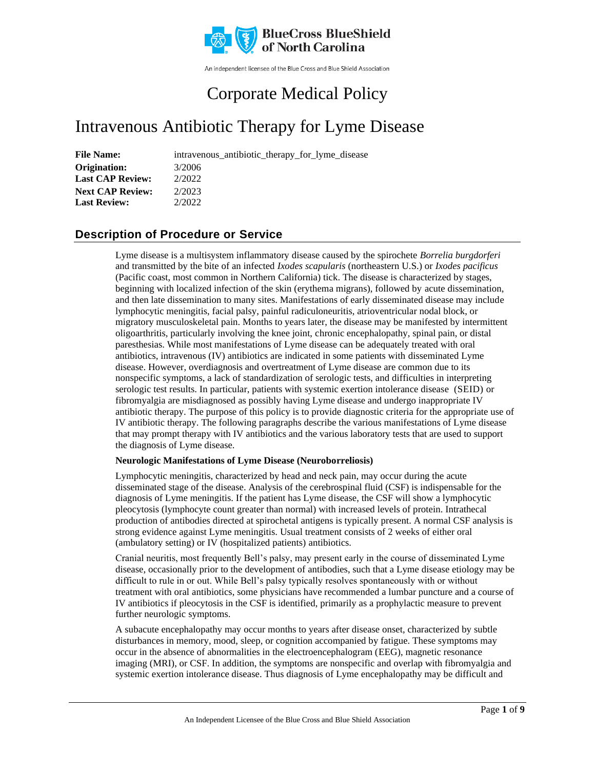BlueCross BlueShield of North Carolina

An independent licensee of the Blue Cross and Blue Shield Association

# Corporate Medical Policy

# Intravenous Antibiotic Therapy for Lyme Disease

**File Name:** intravenous_antibiotic_therapy_for_lyme_disease
**Origination:** 3/2006
**Last CAP Review:** 2/2022
**Next CAP Review:** 2/2023
**Last Review:** 2/2022

## Description of Procedure or Service

Lyme disease is a multisystem inflammatory disease caused by the spirochete *Borrelia burgdorferi* and transmitted by the bite of an infected *Ixodes scapularis* (northeastern U.S.) or *Ixodes pacificus* (Pacific coast, most common in Northern California) tick. The disease is characterized by stages, beginning with localized infection of the skin (erythema migrans), followed by acute dissemination, and then late dissemination to many sites. Manifestations of early disseminated disease may include lymphocytic meningitis, facial palsy, painful radiculoneuritis, atrioventricular nodal block, or migratory musculoskeletal pain. Months to years later, the disease may be manifested by intermittent oligoarthritis, particularly involving the knee joint, chronic encephalopathy, spinal pain, or distal paresthesias. While most manifestations of Lyme disease can be adequately treated with oral antibiotics, intravenous (IV) antibiotics are indicated in some patients with disseminated Lyme disease. However, overdiagnosis and overtreatment of Lyme disease are common due to its nonspecific symptoms, a lack of standardization of serologic tests, and difficulties in interpreting serologic test results. In particular, patients with systemic exertion intolerance disease (SEID) or fibromyalgia are misdiagnosed as possibly having Lyme disease and undergo inappropriate IV antibiotic therapy. The purpose of this policy is to provide diagnostic criteria for the appropriate use of IV antibiotic therapy. The following paragraphs describe the various manifestations of Lyme disease that may prompt therapy with IV antibiotics and the various laboratory tests that are used to support the diagnosis of Lyme disease.

**Neurologic Manifestations of Lyme Disease (Neuroborreliosis)**

Lymphocytic meningitis, characterized by head and neck pain, may occur during the acute disseminated stage of the disease. Analysis of the cerebrospinal fluid (CSF) is indispensable for the diagnosis of Lyme meningitis. If the patient has Lyme disease, the CSF will show a lymphocytic pleocytosis (lymphocyte count greater than normal) with increased levels of protein. Intrathecal production of antibodies directed at spirochetal antigens is typically present. A normal CSF analysis is strong evidence against Lyme meningitis. Usual treatment consists of 2 weeks of either oral (ambulatory setting) or IV (hospitalized patients) antibiotics.

Cranial neuritis, most frequently Bell's palsy, may present early in the course of disseminated Lyme disease, occasionally prior to the development of antibodies, such that a Lyme disease etiology may be difficult to rule in or out. While Bell's palsy typically resolves spontaneously with or without treatment with oral antibiotics, some physicians have recommended a lumbar puncture and a course of IV antibiotics if pleocytosis in the CSF is identified, primarily as a prophylactic measure to prevent further neurologic symptoms.

A subacute encephalopathy may occur months to years after disease onset, characterized by subtle disturbances in memory, mood, sleep, or cognition accompanied by fatigue. These symptoms may occur in the absence of abnormalities in the electroencephalogram (EEG), magnetic resonance imaging (MRI), or CSF. In addition, the symptoms are nonspecific and overlap with fibromyalgia and systemic exertion intolerance disease. Thus diagnosis of Lyme encephalopathy may be difficult and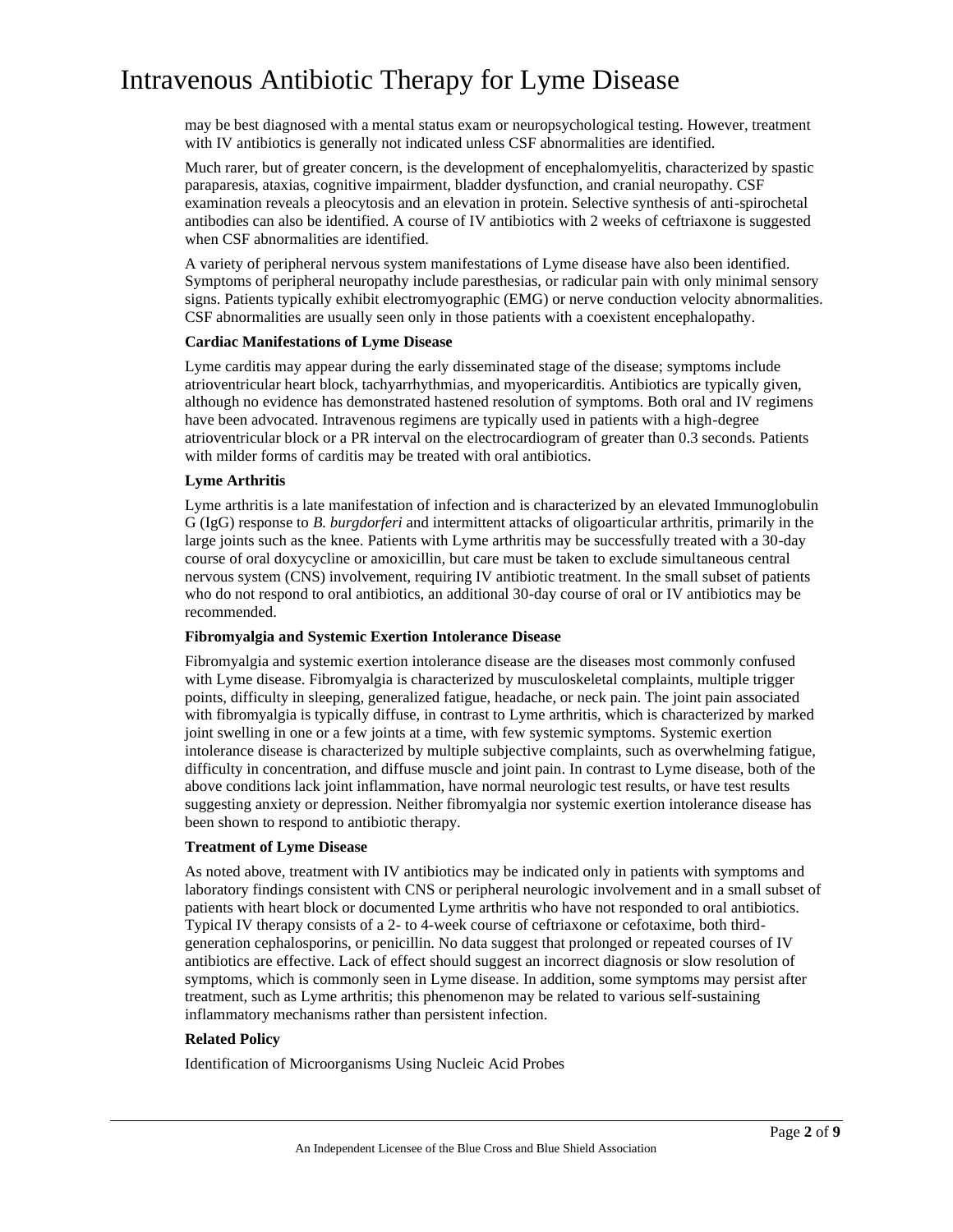may be best diagnosed with a mental status exam or neuropsychological testing. However, treatment with IV antibiotics is generally not indicated unless CSF abnormalities are identified.

Much rarer, but of greater concern, is the development of encephalomyelitis, characterized by spastic paraparesis, ataxias, cognitive impairment, bladder dysfunction, and cranial neuropathy. CSF examination reveals a pleocytosis and an elevation in protein. Selective synthesis of anti-spirochetal antibodies can also be identified. A course of IV antibiotics with 2 weeks of ceftriaxone is suggested when CSF abnormalities are identified.

A variety of peripheral nervous system manifestations of Lyme disease have also been identified. Symptoms of peripheral neuropathy include paresthesias, or radicular pain with only minimal sensory signs. Patients typically exhibit electromyographic (EMG) or nerve conduction velocity abnormalities. CSF abnormalities are usually seen only in those patients with a coexistent encephalopathy.

**Cardiac Manifestations of Lyme Disease**

Lyme carditis may appear during the early disseminated stage of the disease; symptoms include atrioventricular heart block, tachyarrhythmias, and myopericarditis. Antibiotics are typically given, although no evidence has demonstrated hastened resolution of symptoms. Both oral and IV regimens have been advocated. Intravenous regimens are typically used in patients with a high-degree atrioventricular block or a PR interval on the electrocardiogram of greater than 0.3 seconds. Patients with milder forms of carditis may be treated with oral antibiotics.

**Lyme Arthritis**

Lyme arthritis is a late manifestation of infection and is characterized by an elevated Immunoglobulin G (IgG) response to *B. burgdorferi* and intermittent attacks of oligoarticular arthritis, primarily in the large joints such as the knee. Patients with Lyme arthritis may be successfully treated with a 30-day course of oral doxycycline or amoxicillin, but care must be taken to exclude simultaneous central nervous system (CNS) involvement, requiring IV antibiotic treatment. In the small subset of patients who do not respond to oral antibiotics, an additional 30-day course of oral or IV antibiotics may be recommended.

**Fibromyalgia and Systemic Exertion Intolerance Disease**

Fibromyalgia and systemic exertion intolerance disease are the diseases most commonly confused with Lyme disease. Fibromyalgia is characterized by musculoskeletal complaints, multiple trigger points, difficulty in sleeping, generalized fatigue, headache, or neck pain. The joint pain associated with fibromyalgia is typically diffuse, in contrast to Lyme arthritis, which is characterized by marked joint swelling in one or a few joints at a time, with few systemic symptoms. Systemic exertion intolerance disease is characterized by multiple subjective complaints, such as overwhelming fatigue, difficulty in concentration, and diffuse muscle and joint pain. In contrast to Lyme disease, both of the above conditions lack joint inflammation, have normal neurologic test results, or have test results suggesting anxiety or depression. Neither fibromyalgia nor systemic exertion intolerance disease has been shown to respond to antibiotic therapy.

**Treatment of Lyme Disease**

As noted above, treatment with IV antibiotics may be indicated only in patients with symptoms and laboratory findings consistent with CNS or peripheral neurologic involvement and in a small subset of patients with heart block or documented Lyme arthritis who have not responded to oral antibiotics. Typical IV therapy consists of a 2- to 4-week course of ceftriaxone or cefotaxime, both third-generation cephalosporins, or penicillin. No data suggest that prolonged or repeated courses of IV antibiotics are effective. Lack of effect should suggest an incorrect diagnosis or slow resolution of symptoms, which is commonly seen in Lyme disease. In addition, some symptoms may persist after treatment, such as Lyme arthritis; this phenomenon may be related to various self-sustaining inflammatory mechanisms rather than persistent infection.

**Related Policy**

Identification of Microorganisms Using Nucleic Acid Probes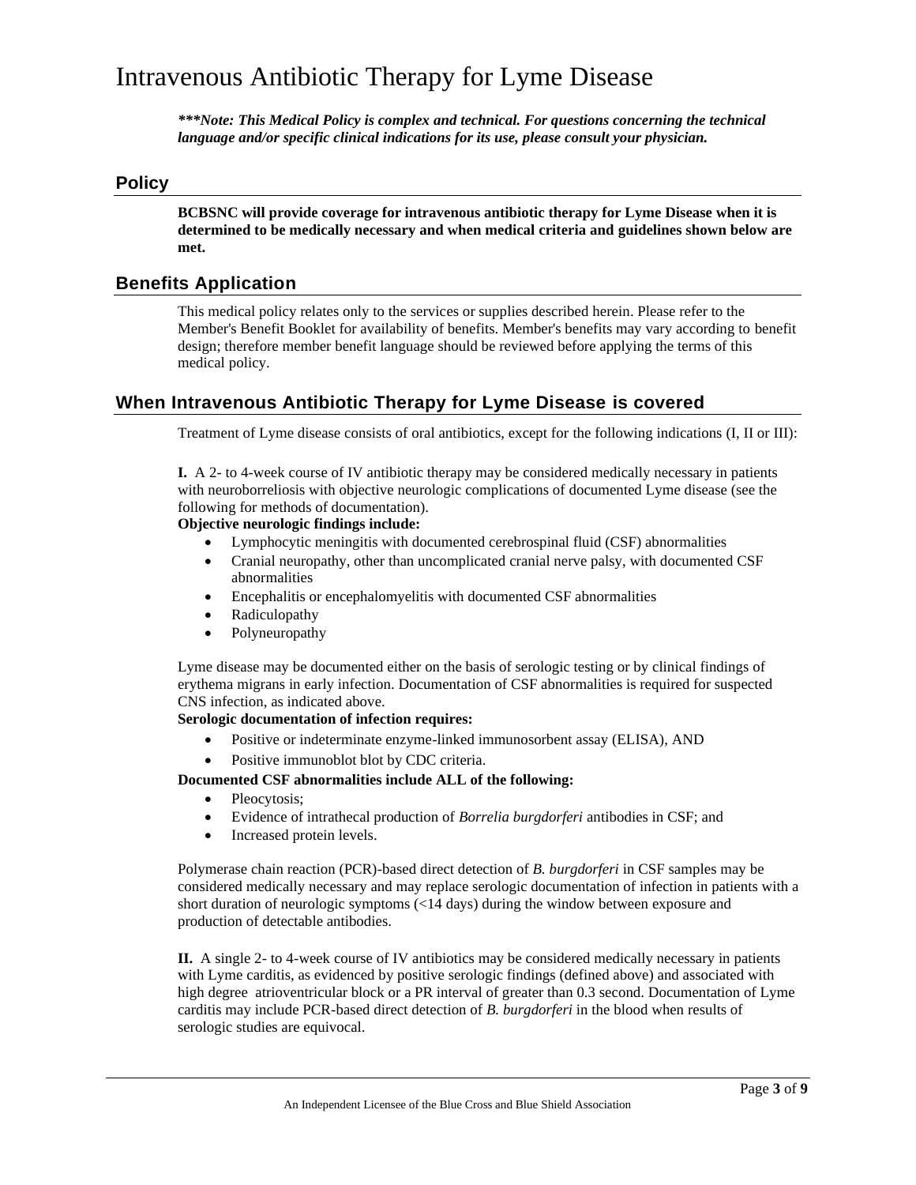# Intravenous Antibiotic Therapy for Lyme Disease

***\*\*\*Note: This Medical Policy is complex and technical. For questions concerning the technical language and/or specific clinical indications for its use, please consult your physician.***

## Policy

**BCBSNC will provide coverage for intravenous antibiotic therapy for Lyme Disease when it is determined to be medically necessary and when medical criteria and guidelines shown below are met.**

## Benefits Application

This medical policy relates only to the services or supplies described herein. Please refer to the Member's Benefit Booklet for availability of benefits. Member's benefits may vary according to benefit design; therefore member benefit language should be reviewed before applying the terms of this medical policy.

## When Intravenous Antibiotic Therapy for Lyme Disease is covered

Treatment of Lyme disease consists of oral antibiotics, except for the following indications (I, II or III):

**I.** A 2- to 4-week course of IV antibiotic therapy may be considered medically necessary in patients with neuroborreliosis with objective neurologic complications of documented Lyme disease (see the following for methods of documentation).

**Objective neurologic findings include:**

- Lymphocytic meningitis with documented cerebrospinal fluid (CSF) abnormalities
- Cranial neuropathy, other than uncomplicated cranial nerve palsy, with documented CSF abnormalities
- Encephalitis or encephalomyelitis with documented CSF abnormalities
- Radiculopathy
- Polyneuropathy

Lyme disease may be documented either on the basis of serologic testing or by clinical findings of erythema migrans in early infection. Documentation of CSF abnormalities is required for suspected CNS infection, as indicated above.

**Serologic documentation of infection requires:**

- Positive or indeterminate enzyme-linked immunosorbent assay (ELISA), AND
- Positive immunoblot blot by CDC criteria.

**Documented CSF abnormalities include ALL of the following:**

- Pleocytosis;
- Evidence of intrathecal production of *Borrelia burgdorferi* antibodies in CSF; and
- Increased protein levels.

Polymerase chain reaction (PCR)-based direct detection of *B. burgdorferi* in CSF samples may be considered medically necessary and may replace serologic documentation of infection in patients with a short duration of neurologic symptoms (<14 days) during the window between exposure and production of detectable antibodies.

**II.** A single 2- to 4-week course of IV antibiotics may be considered medically necessary in patients with Lyme carditis, as evidenced by positive serologic findings (defined above) and associated with high degree atrioventricular block or a PR interval of greater than 0.3 second. Documentation of Lyme carditis may include PCR-based direct detection of *B. burgdorferi* in the blood when results of serologic studies are equivocal.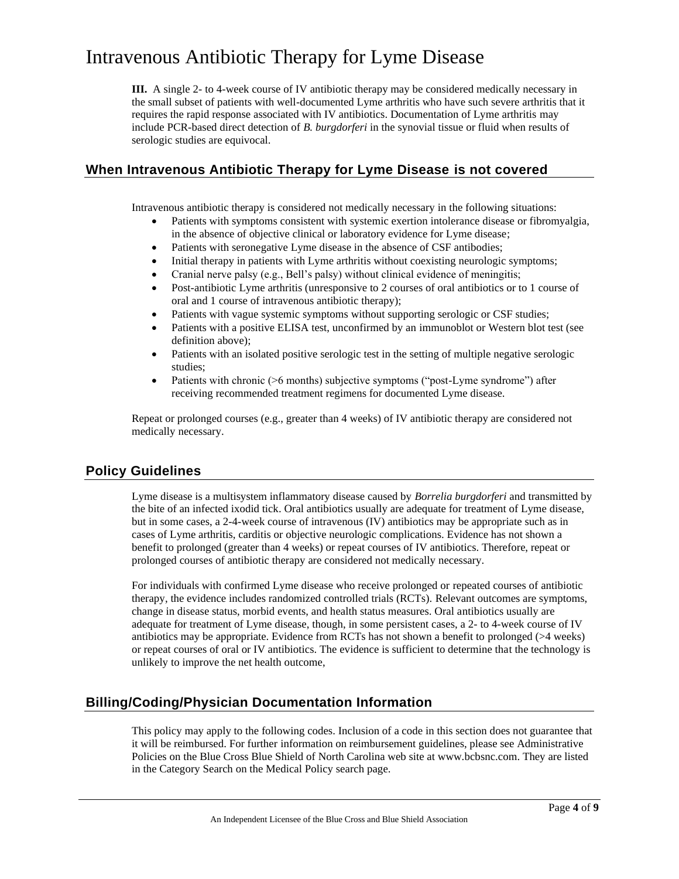**III.** A single 2- to 4-week course of IV antibiotic therapy may be considered medically necessary in the small subset of patients with well-documented Lyme arthritis who have such severe arthritis that it requires the rapid response associated with IV antibiotics. Documentation of Lyme arthritis may include PCR-based direct detection of *B. burgdorferi* in the synovial tissue or fluid when results of serologic studies are equivocal.

## When Intravenous Antibiotic Therapy for Lyme Disease is not covered

Intravenous antibiotic therapy is considered not medically necessary in the following situations:

- Patients with symptoms consistent with systemic exertion intolerance disease or fibromyalgia, in the absence of objective clinical or laboratory evidence for Lyme disease;
- Patients with seronegative Lyme disease in the absence of CSF antibodies;
- Initial therapy in patients with Lyme arthritis without coexisting neurologic symptoms;
- Cranial nerve palsy (e.g., Bell's palsy) without clinical evidence of meningitis;
- Post-antibiotic Lyme arthritis (unresponsive to 2 courses of oral antibiotics or to 1 course of oral and 1 course of intravenous antibiotic therapy);
- Patients with vague systemic symptoms without supporting serologic or CSF studies;
- Patients with a positive ELISA test, unconfirmed by an immunoblot or Western blot test (see definition above);
- Patients with an isolated positive serologic test in the setting of multiple negative serologic studies;
- Patients with chronic (>6 months) subjective symptoms ("post-Lyme syndrome") after receiving recommended treatment regimens for documented Lyme disease.

Repeat or prolonged courses (e.g., greater than 4 weeks) of IV antibiotic therapy are considered not medically necessary.

## Policy Guidelines

Lyme disease is a multisystem inflammatory disease caused by *Borrelia burgdorferi* and transmitted by the bite of an infected ixodid tick. Oral antibiotics usually are adequate for treatment of Lyme disease, but in some cases, a 2-4-week course of intravenous (IV) antibiotics may be appropriate such as in cases of Lyme arthritis, carditis or objective neurologic complications. Evidence has not shown a benefit to prolonged (greater than 4 weeks) or repeat courses of IV antibiotics. Therefore, repeat or prolonged courses of antibiotic therapy are considered not medically necessary.

For individuals with confirmed Lyme disease who receive prolonged or repeated courses of antibiotic therapy, the evidence includes randomized controlled trials (RCTs). Relevant outcomes are symptoms, change in disease status, morbid events, and health status measures. Oral antibiotics usually are adequate for treatment of Lyme disease, though, in some persistent cases, a 2- to 4-week course of IV antibiotics may be appropriate. Evidence from RCTs has not shown a benefit to prolonged (>4 weeks) or repeat courses of oral or IV antibiotics. The evidence is sufficient to determine that the technology is unlikely to improve the net health outcome,

## Billing/Coding/Physician Documentation Information

This policy may apply to the following codes. Inclusion of a code in this section does not guarantee that it will be reimbursed. For further information on reimbursement guidelines, please see Administrative Policies on the Blue Cross Blue Shield of North Carolina web site at www.bcbsnc.com. They are listed in the Category Search on the Medical Policy search page.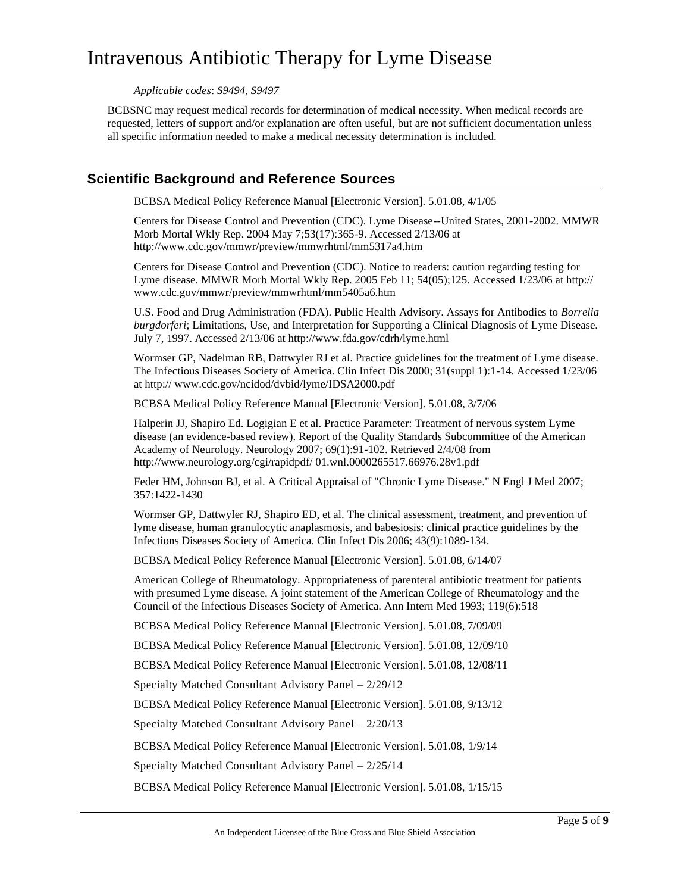*Applicable codes*: *S9494, S9497*

BCBSNC may request medical records for determination of medical necessity. When medical records are requested, letters of support and/or explanation are often useful, but are not sufficient documentation unless all specific information needed to make a medical necessity determination is included.

## Scientific Background and Reference Sources

BCBSA Medical Policy Reference Manual [Electronic Version]. 5.01.08, 4/1/05

Centers for Disease Control and Prevention (CDC). Lyme Disease--United States, 2001-2002. MMWR Morb Mortal Wkly Rep. 2004 May 7;53(17):365-9. Accessed 2/13/06 at http://www.cdc.gov/mmwr/preview/mmwrhtml/mm5317a4.htm

Centers for Disease Control and Prevention (CDC). Notice to readers: caution regarding testing for Lyme disease. MMWR Morb Mortal Wkly Rep. 2005 Feb 11; 54(05);125. Accessed 1/23/06 at http://www.cdc.gov/mmwr/preview/mmwrhtml/mm5405a6.htm

U.S. Food and Drug Administration (FDA). Public Health Advisory. Assays for Antibodies to *Borrelia burgdorferi*; Limitations, Use, and Interpretation for Supporting a Clinical Diagnosis of Lyme Disease. July 7, 1997. Accessed 2/13/06 at http://www.fda.gov/cdrh/lyme.html

Wormser GP, Nadelman RB, Dattwyler RJ et al. Practice guidelines for the treatment of Lyme disease. The Infectious Diseases Society of America. Clin Infect Dis 2000; 31(suppl 1):1-14. Accessed 1/23/06 at http:// www.cdc.gov/ncidod/dvbid/lyme/IDSA2000.pdf

BCBSA Medical Policy Reference Manual [Electronic Version]. 5.01.08, 3/7/06

Halperin JJ, Shapiro Ed. Logigian E et al. Practice Parameter: Treatment of nervous system Lyme disease (an evidence-based review). Report of the Quality Standards Subcommittee of the American Academy of Neurology. Neurology 2007; 69(1):91-102. Retrieved 2/4/08 from http://www.neurology.org/cgi/rapidpdf/ 01.wnl.0000265517.66976.28v1.pdf

Feder HM, Johnson BJ, et al. A Critical Appraisal of "Chronic Lyme Disease." N Engl J Med 2007; 357:1422-1430

Wormser GP, Dattwyler RJ, Shapiro ED, et al. The clinical assessment, treatment, and prevention of lyme disease, human granulocytic anaplasmosis, and babesiosis: clinical practice guidelines by the Infections Diseases Society of America. Clin Infect Dis 2006; 43(9):1089-134.

BCBSA Medical Policy Reference Manual [Electronic Version]. 5.01.08, 6/14/07

American College of Rheumatology. Appropriateness of parenteral antibiotic treatment for patients with presumed Lyme disease. A joint statement of the American College of Rheumatology and the Council of the Infectious Diseases Society of America. Ann Intern Med 1993; 119(6):518

BCBSA Medical Policy Reference Manual [Electronic Version]. 5.01.08, 7/09/09

BCBSA Medical Policy Reference Manual [Electronic Version]. 5.01.08, 12/09/10

BCBSA Medical Policy Reference Manual [Electronic Version]. 5.01.08, 12/08/11

Specialty Matched Consultant Advisory Panel – 2/29/12

BCBSA Medical Policy Reference Manual [Electronic Version]. 5.01.08, 9/13/12

Specialty Matched Consultant Advisory Panel – 2/20/13

BCBSA Medical Policy Reference Manual [Electronic Version]. 5.01.08, 1/9/14

Specialty Matched Consultant Advisory Panel – 2/25/14

BCBSA Medical Policy Reference Manual [Electronic Version]. 5.01.08, 1/15/15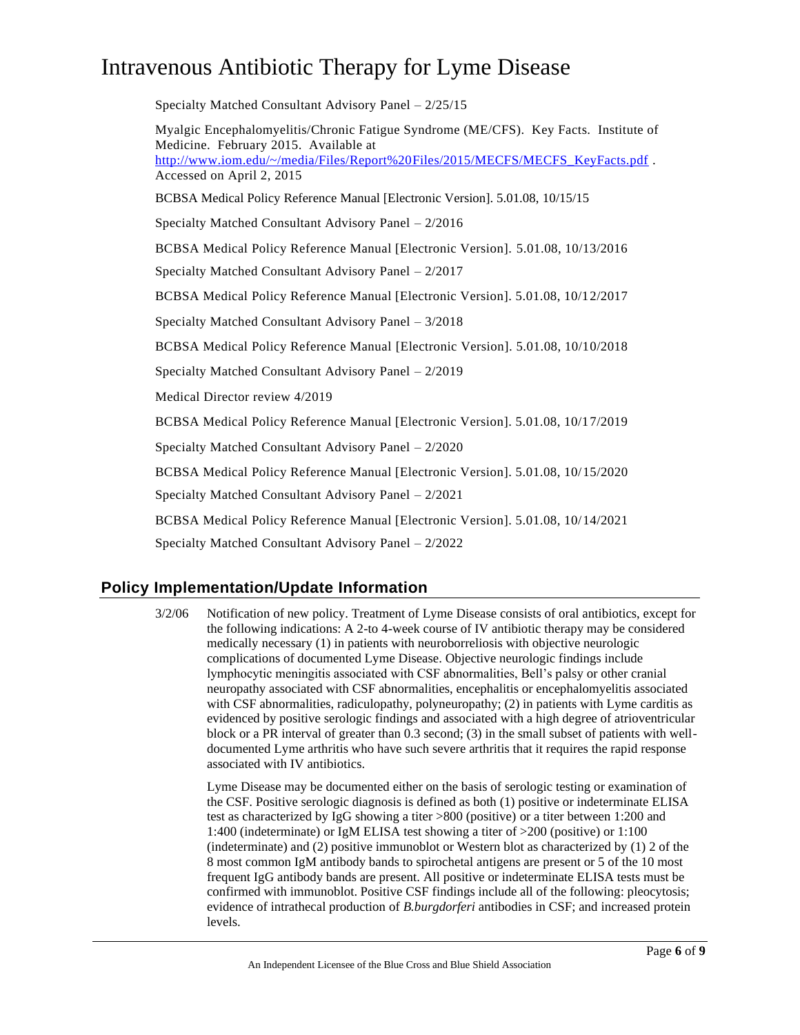Specialty Matched Consultant Advisory Panel – 2/25/15

Myalgic Encephalomyelitis/Chronic Fatigue Syndrome (ME/CFS). Key Facts. Institute of Medicine. February 2015. Available at http://www.iom.edu/~/media/Files/Report%20Files/2015/MECFS/MECFS_KeyFacts.pdf . Accessed on April 2, 2015

BCBSA Medical Policy Reference Manual [Electronic Version]. 5.01.08, 10/15/15

Specialty Matched Consultant Advisory Panel – 2/2016

BCBSA Medical Policy Reference Manual [Electronic Version]. 5.01.08, 10/13/2016

Specialty Matched Consultant Advisory Panel – 2/2017

BCBSA Medical Policy Reference Manual [Electronic Version]. 5.01.08, 10/12/2017

Specialty Matched Consultant Advisory Panel – 3/2018

BCBSA Medical Policy Reference Manual [Electronic Version]. 5.01.08, 10/10/2018

Specialty Matched Consultant Advisory Panel – 2/2019

Medical Director review 4/2019

BCBSA Medical Policy Reference Manual [Electronic Version]. 5.01.08, 10/17/2019

Specialty Matched Consultant Advisory Panel – 2/2020

BCBSA Medical Policy Reference Manual [Electronic Version]. 5.01.08, 10/15/2020

Specialty Matched Consultant Advisory Panel – 2/2021

BCBSA Medical Policy Reference Manual [Electronic Version]. 5.01.08, 10/14/2021

Specialty Matched Consultant Advisory Panel – 2/2022

## Policy Implementation/Update Information

3/2/06 Notification of new policy. Treatment of Lyme Disease consists of oral antibiotics, except for the following indications: A 2-to 4-week course of IV antibiotic therapy may be considered medically necessary (1) in patients with neuroborreliosis with objective neurologic complications of documented Lyme Disease. Objective neurologic findings include lymphocytic meningitis associated with CSF abnormalities, Bell's palsy or other cranial neuropathy associated with CSF abnormalities, encephalitis or encephalomyelitis associated with CSF abnormalities, radiculopathy, polyneuropathy; (2) in patients with Lyme carditis as evidenced by positive serologic findings and associated with a high degree of atrioventricular block or a PR interval of greater than 0.3 second; (3) in the small subset of patients with well-documented Lyme arthritis who have such severe arthritis that it requires the rapid response associated with IV antibiotics.

Lyme Disease may be documented either on the basis of serologic testing or examination of the CSF. Positive serologic diagnosis is defined as both (1) positive or indeterminate ELISA test as characterized by IgG showing a titer >800 (positive) or a titer between 1:200 and 1:400 (indeterminate) or IgM ELISA test showing a titer of >200 (positive) or 1:100 (indeterminate) and (2) positive immunoblot or Western blot as characterized by (1) 2 of the 8 most common IgM antibody bands to spirochetal antigens are present or 5 of the 10 most frequent IgG antibody bands are present. All positive or indeterminate ELISA tests must be confirmed with immunoblot. Positive CSF findings include all of the following: pleocytosis; evidence of intrathecal production of *B.burgdorferi* antibodies in CSF; and increased protein levels.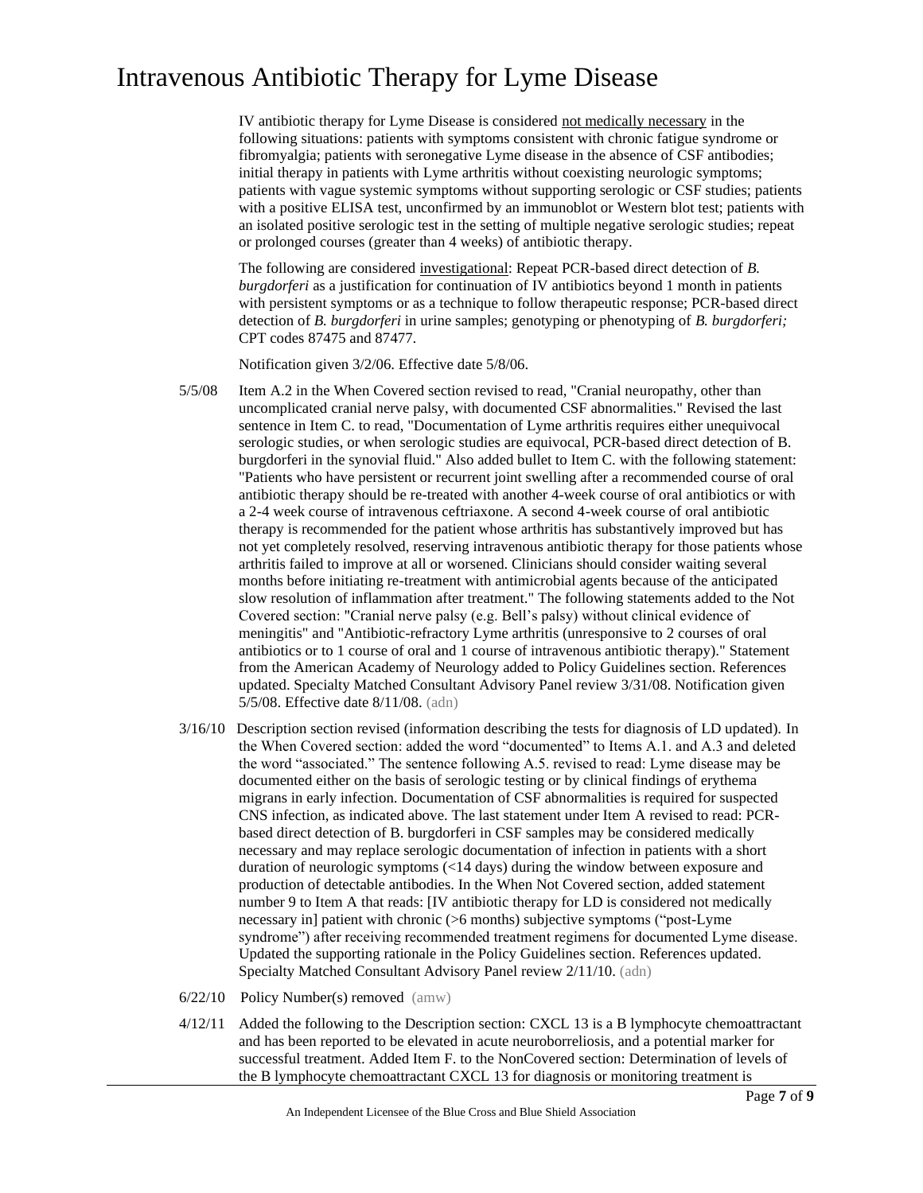IV antibiotic therapy for Lyme Disease is considered not medically necessary in the following situations: patients with symptoms consistent with chronic fatigue syndrome or fibromyalgia; patients with seronegative Lyme disease in the absence of CSF antibodies; initial therapy in patients with Lyme arthritis without coexisting neurologic symptoms; patients with vague systemic symptoms without supporting serologic or CSF studies; patients with a positive ELISA test, unconfirmed by an immunoblot or Western blot test; patients with an isolated positive serologic test in the setting of multiple negative serologic studies; repeat or prolonged courses (greater than 4 weeks) of antibiotic therapy.

The following are considered investigational: Repeat PCR-based direct detection of *B. burgdorferi* as a justification for continuation of IV antibiotics beyond 1 month in patients with persistent symptoms or as a technique to follow therapeutic response; PCR-based direct detection of *B. burgdorferi* in urine samples; genotyping or phenotyping of *B. burgdorferi;* CPT codes 87475 and 87477.

Notification given 3/2/06. Effective date 5/8/06.

5/5/08 Item A.2 in the When Covered section revised to read, "Cranial neuropathy, other than uncomplicated cranial nerve palsy, with documented CSF abnormalities." Revised the last sentence in Item C. to read, "Documentation of Lyme arthritis requires either unequivocal serologic studies, or when serologic studies are equivocal, PCR-based direct detection of B. burgdorferi in the synovial fluid." Also added bullet to Item C. with the following statement: "Patients who have persistent or recurrent joint swelling after a recommended course of oral antibiotic therapy should be re-treated with another 4-week course of oral antibiotics or with a 2-4 week course of intravenous ceftriaxone. A second 4-week course of oral antibiotic therapy is recommended for the patient whose arthritis has substantively improved but has not yet completely resolved, reserving intravenous antibiotic therapy for those patients whose arthritis failed to improve at all or worsened. Clinicians should consider waiting several months before initiating re-treatment with antimicrobial agents because of the anticipated slow resolution of inflammation after treatment." The following statements added to the Not Covered section: "Cranial nerve palsy (e.g. Bell's palsy) without clinical evidence of meningitis" and "Antibiotic-refractory Lyme arthritis (unresponsive to 2 courses of oral antibiotics or to 1 course of oral and 1 course of intravenous antibiotic therapy)." Statement from the American Academy of Neurology added to Policy Guidelines section. References updated. Specialty Matched Consultant Advisory Panel review 3/31/08. Notification given 5/5/08. Effective date 8/11/08. (adn)

3/16/10 Description section revised (information describing the tests for diagnosis of LD updated). In the When Covered section: added the word "documented" to Items A.1. and A.3 and deleted the word "associated." The sentence following A.5. revised to read: Lyme disease may be documented either on the basis of serologic testing or by clinical findings of erythema migrans in early infection. Documentation of CSF abnormalities is required for suspected CNS infection, as indicated above. The last statement under Item A revised to read: PCR-based direct detection of B. burgdorferi in CSF samples may be considered medically necessary and may replace serologic documentation of infection in patients with a short duration of neurologic symptoms (<14 days) during the window between exposure and production of detectable antibodies. In the When Not Covered section, added statement number 9 to Item A that reads: [IV antibiotic therapy for LD is considered not medically necessary in] patient with chronic (>6 months) subjective symptoms ("post-Lyme syndrome") after receiving recommended treatment regimens for documented Lyme disease. Updated the supporting rationale in the Policy Guidelines section. References updated. Specialty Matched Consultant Advisory Panel review 2/11/10. (adn)

6/22/10 Policy Number(s) removed (amw)

4/12/11 Added the following to the Description section: CXCL 13 is a B lymphocyte chemoattractant and has been reported to be elevated in acute neuroborreliosis, and a potential marker for successful treatment. Added Item F. to the NonCovered section: Determination of levels of the B lymphocyte chemoattractant CXCL 13 for diagnosis or monitoring treatment is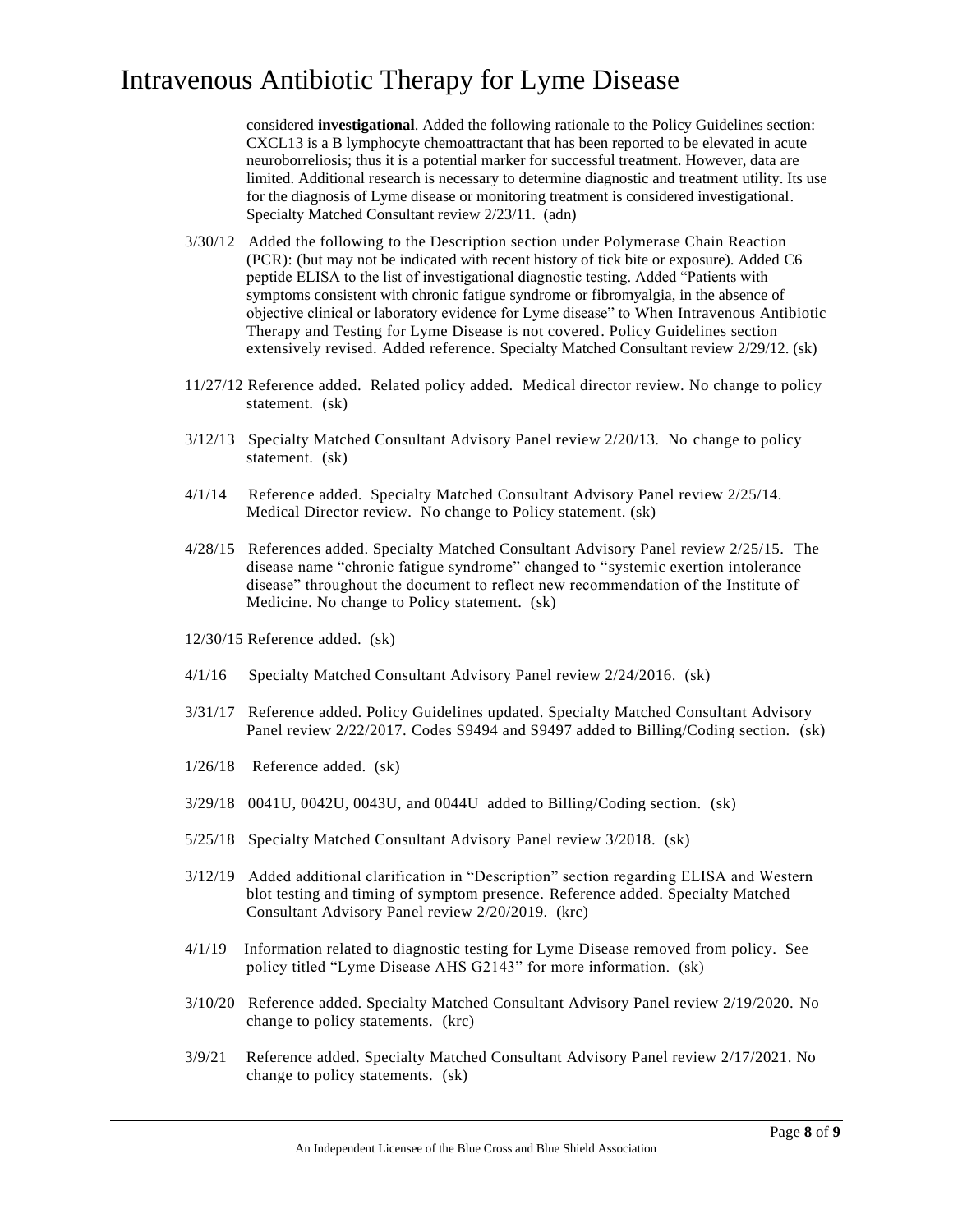considered **investigational**. Added the following rationale to the Policy Guidelines section: CXCL13 is a B lymphocyte chemoattractant that has been reported to be elevated in acute neuroborreliosis; thus it is a potential marker for successful treatment. However, data are limited. Additional research is necessary to determine diagnostic and treatment utility. Its use for the diagnosis of Lyme disease or monitoring treatment is considered investigational. Specialty Matched Consultant review 2/23/11. (adn)

3/30/12 Added the following to the Description section under Polymerase Chain Reaction (PCR): (but may not be indicated with recent history of tick bite or exposure). Added C6 peptide ELISA to the list of investigational diagnostic testing. Added "Patients with symptoms consistent with chronic fatigue syndrome or fibromyalgia, in the absence of objective clinical or laboratory evidence for Lyme disease" to When Intravenous Antibiotic Therapy and Testing for Lyme Disease is not covered. Policy Guidelines section extensively revised. Added reference. Specialty Matched Consultant review 2/29/12. (sk)

11/27/12 Reference added. Related policy added. Medical director review. No change to policy statement. (sk)

3/12/13 Specialty Matched Consultant Advisory Panel review 2/20/13. No change to policy statement. (sk)

4/1/14 Reference added. Specialty Matched Consultant Advisory Panel review 2/25/14. Medical Director review. No change to Policy statement. (sk)

4/28/15 References added. Specialty Matched Consultant Advisory Panel review 2/25/15. The disease name "chronic fatigue syndrome" changed to "systemic exertion intolerance disease" throughout the document to reflect new recommendation of the Institute of Medicine. No change to Policy statement. (sk)

12/30/15 Reference added. (sk)

4/1/16 Specialty Matched Consultant Advisory Panel review 2/24/2016. (sk)

3/31/17 Reference added. Policy Guidelines updated. Specialty Matched Consultant Advisory Panel review 2/22/2017. Codes S9494 and S9497 added to Billing/Coding section. (sk)

1/26/18 Reference added. (sk)

3/29/18 0041U, 0042U, 0043U, and 0044U added to Billing/Coding section. (sk)

5/25/18 Specialty Matched Consultant Advisory Panel review 3/2018. (sk)

3/12/19 Added additional clarification in "Description" section regarding ELISA and Western blot testing and timing of symptom presence. Reference added. Specialty Matched Consultant Advisory Panel review 2/20/2019. (krc)

4/1/19 Information related to diagnostic testing for Lyme Disease removed from policy. See policy titled "Lyme Disease AHS G2143" for more information. (sk)

3/10/20 Reference added. Specialty Matched Consultant Advisory Panel review 2/19/2020. No change to policy statements. (krc)

3/9/21 Reference added. Specialty Matched Consultant Advisory Panel review 2/17/2021. No change to policy statements. (sk)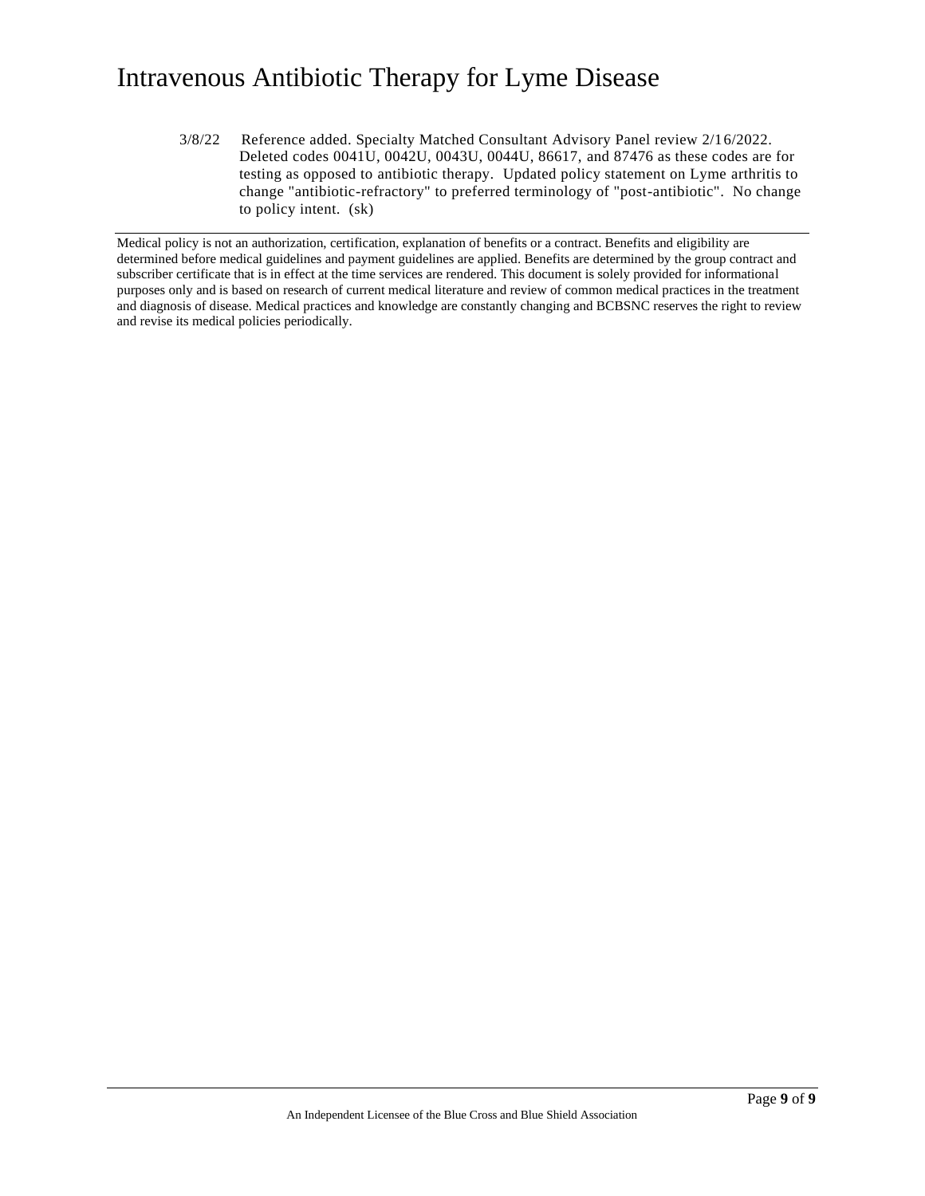3/8/22 Reference added. Specialty Matched Consultant Advisory Panel review 2/16/2022. Deleted codes 0041U, 0042U, 0043U, 0044U, 86617, and 87476 as these codes are for testing as opposed to antibiotic therapy. Updated policy statement on Lyme arthritis to change "antibiotic-refractory" to preferred terminology of "post-antibiotic". No change to policy intent. (sk)

---

Medical policy is not an authorization, certification, explanation of benefits or a contract. Benefits and eligibility are determined before medical guidelines and payment guidelines are applied. Benefits are determined by the group contract and subscriber certificate that is in effect at the time services are rendered. This document is solely provided for informational purposes only and is based on research of current medical literature and review of common medical practices in the treatment and diagnosis of disease. Medical practices and knowledge are constantly changing and BCBSNC reserves the right to review and revise its medical policies periodically.